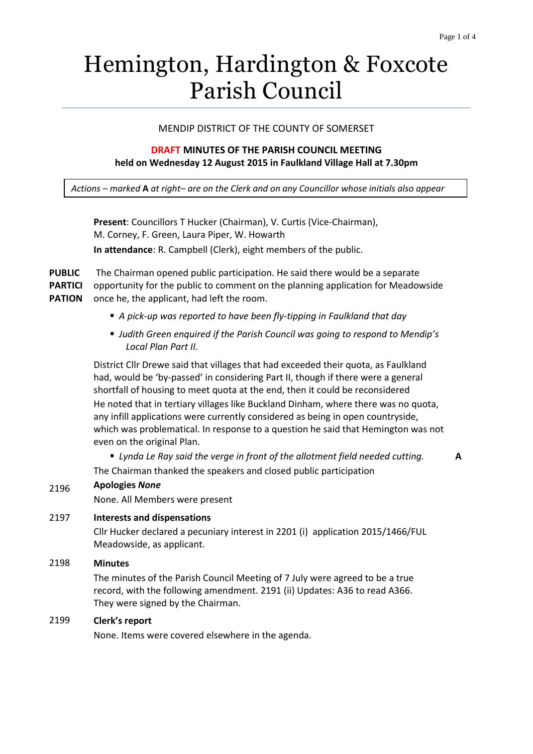# Hemington, Hardington & Foxcote Parish Council

MENDIP DISTRICT OF THE COUNTY OF SOMERSET

**DRAFT MINUTES OF THE PARISH COUNCIL MEETING**
**held on Wednesday 12 August 2015 in Faulkland Village Hall at 7.30pm**

*Actions – marked* **A** *at right– are on the Clerk and on any Councillor whose initials also appear*

**Present**: Councillors T Hucker (Chairman), V. Curtis (Vice-Chairman), M. Corney, F. Green, Laura Piper, W. Howarth

**In attendance**: R. Campbell (Clerk), eight members of the public.

**PUBLIC PARTICIPATION** The Chairman opened public participation. He said there would be a separate opportunity for the public to comment on the planning application for Meadowside once he, the applicant, had left the room.

- *A pick-up was reported to have been fly-tipping in Faulkland that day*
- *Judith Green enquired if the Parish Council was going to respond to Mendip's Local Plan Part II.*

District Cllr Drewe said that villages that had exceeded their quota, as Faulkland had, would be 'by-passed' in considering Part II, though if there were a general shortfall of housing to meet quota at the end, then it could be reconsidered

He noted that in tertiary villages like Buckland Dinham, where there was no quota, any infill applications were currently considered as being in open countryside, which was problematical. In response to a question he said that Hemington was not even on the original Plan.

- *Lynda Le Ray said the verge in front of the allotment field needed cutting.* **A**

The Chairman thanked the speakers and closed public participation

**2196 Apologies *None***

None. All Members were present

**2197 Interests and dispensations**

Cllr Hucker declared a pecuniary interest in 2201 (i) application 2015/1466/FUL Meadowside, as applicant.

**2198 Minutes**

The minutes of the Parish Council Meeting of 7 July were agreed to be a true record, with the following amendment. 2191 (ii) Updates: A36 to read A366. They were signed by the Chairman.

**2199 Clerk's report**

None. Items were covered elsewhere in the agenda.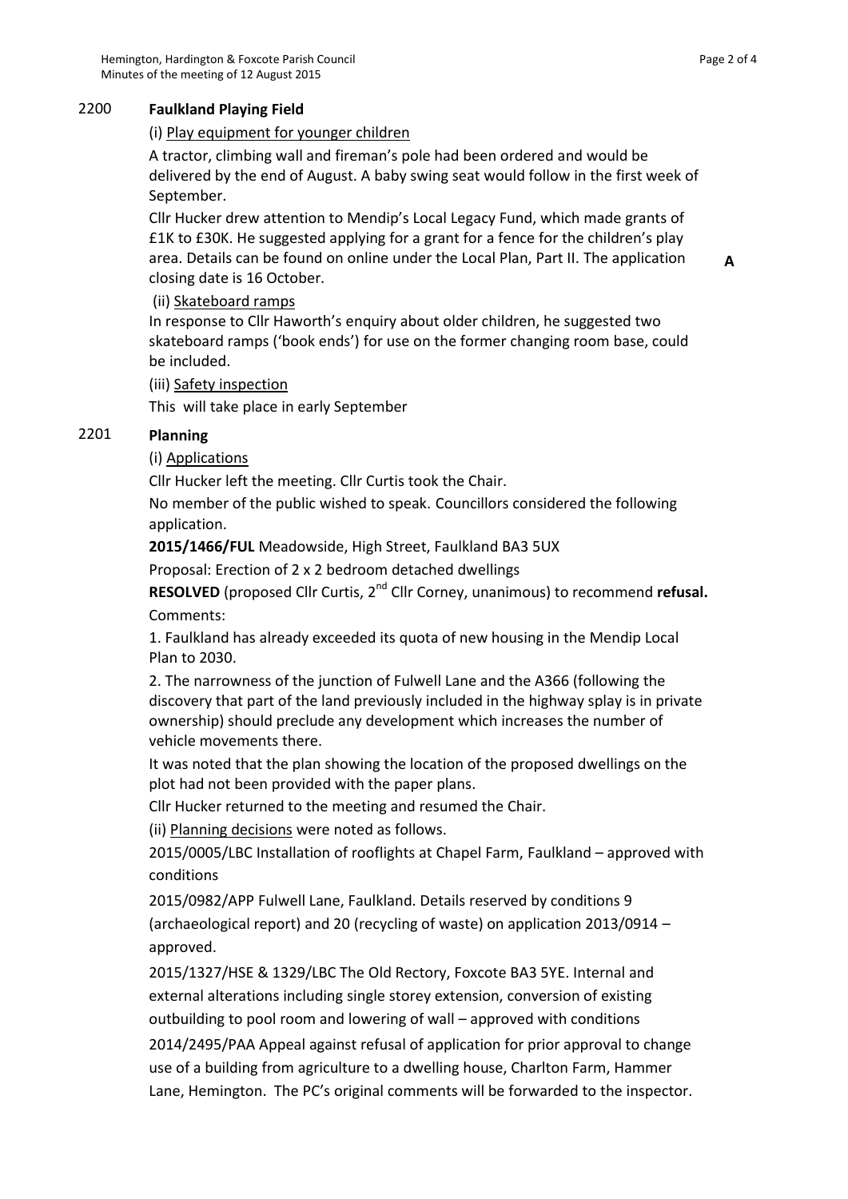## 2200 Faulkland Playing Field

(i) Play equipment for younger children

A tractor, climbing wall and fireman's pole had been ordered and would be delivered by the end of August. A baby swing seat would follow in the first week of September.

Cllr Hucker drew attention to Mendip's Local Legacy Fund, which made grants of £1K to £30K. He suggested applying for a grant for a fence for the children's play area. Details can be found on online under the Local Plan, Part II. The application closing date is 16 October. **A**

(ii) Skateboard ramps

In response to Cllr Haworth's enquiry about older children, he suggested two skateboard ramps ('book ends') for use on the former changing room base, could be included.

(iii) Safety inspection

This will take place in early September

## 2201 Planning

(i) Applications

Cllr Hucker left the meeting. Cllr Curtis took the Chair.

No member of the public wished to speak. Councillors considered the following application.

**2015/1466/FUL** Meadowside, High Street, Faulkland BA3 5UX

Proposal: Erection of 2 x 2 bedroom detached dwellings

**RESOLVED** (proposed Cllr Curtis, 2nd Cllr Corney, unanimous) to recommend **refusal.**

Comments:

1. Faulkland has already exceeded its quota of new housing in the Mendip Local Plan to 2030.

2. The narrowness of the junction of Fulwell Lane and the A366 (following the discovery that part of the land previously included in the highway splay is in private ownership) should preclude any development which increases the number of vehicle movements there.

It was noted that the plan showing the location of the proposed dwellings on the plot had not been provided with the paper plans.

Cllr Hucker returned to the meeting and resumed the Chair.

(ii) Planning decisions were noted as follows.

2015/0005/LBC Installation of rooflights at Chapel Farm, Faulkland – approved with conditions

2015/0982/APP Fulwell Lane, Faulkland. Details reserved by conditions 9 (archaeological report) and 20 (recycling of waste) on application 2013/0914 – approved.

2015/1327/HSE & 1329/LBC The Old Rectory, Foxcote BA3 5YE. Internal and external alterations including single storey extension, conversion of existing outbuilding to pool room and lowering of wall – approved with conditions

2014/2495/PAA Appeal against refusal of application for prior approval to change use of a building from agriculture to a dwelling house, Charlton Farm, Hammer Lane, Hemington. The PC's original comments will be forwarded to the inspector.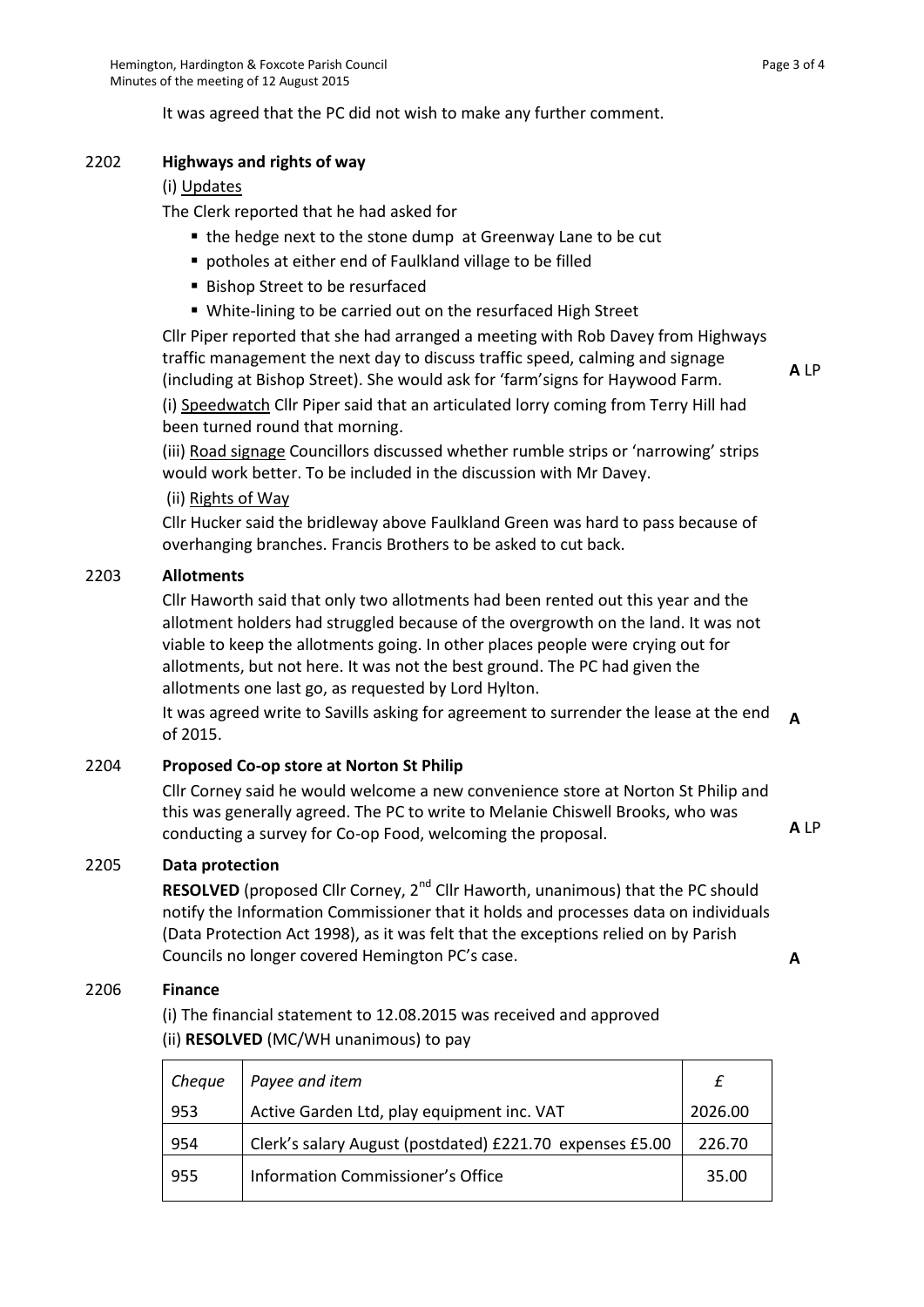It was agreed that the PC did not wish to make any further comment.

2202 **Highways and rights of way**

(i) Updates

The Clerk reported that he had asked for

- the hedge next to the stone dump at Greenway Lane to be cut
- potholes at either end of Faulkland village to be filled
- Bishop Street to be resurfaced
- White-lining to be carried out on the resurfaced High Street

Cllr Piper reported that she had arranged a meeting with Rob Davey from Highways traffic management the next day to discuss traffic speed, calming and signage (including at Bishop Street). She would ask for 'farm'signs for Haywood Farm. **A** LP

(i) Speedwatch Cllr Piper said that an articulated lorry coming from Terry Hill had been turned round that morning.

(iii) Road signage Councillors discussed whether rumble strips or 'narrowing' strips would work better. To be included in the discussion with Mr Davey.

(ii) Rights of Way

Cllr Hucker said the bridleway above Faulkland Green was hard to pass because of overhanging branches. Francis Brothers to be asked to cut back.

2203 **Allotments**

Cllr Haworth said that only two allotments had been rented out this year and the allotment holders had struggled because of the overgrowth on the land. It was not viable to keep the allotments going. In other places people were crying out for allotments, but not here. It was not the best ground. The PC had given the allotments one last go, as requested by Lord Hylton.

It was agreed write to Savills asking for agreement to surrender the lease at the end of 2015. **A**

2204 **Proposed Co-op store at Norton St Philip**

Cllr Corney said he would welcome a new convenience store at Norton St Philip and this was generally agreed. The PC to write to Melanie Chiswell Brooks, who was conducting a survey for Co-op Food, welcoming the proposal. **A** LP

2205 **Data protection**

**RESOLVED** (proposed Cllr Corney, 2nd Cllr Haworth, unanimous) that the PC should notify the Information Commissioner that it holds and processes data on individuals (Data Protection Act 1998), as it was felt that the exceptions relied on by Parish Councils no longer covered Hemington PC's case. **A**

2206 **Finance**

(i) The financial statement to 12.08.2015 was received and approved

(ii) **RESOLVED** (MC/WH unanimous) to pay

| *Cheque* | *Payee and item* | *£* |
|---|---|---|
| 953 | Active Garden Ltd, play equipment inc. VAT | 2026.00 |
| 954 | Clerk's salary August (postdated) £221.70 expenses £5.00 | 226.70 |
| 955 | Information Commissioner's Office | 35.00 |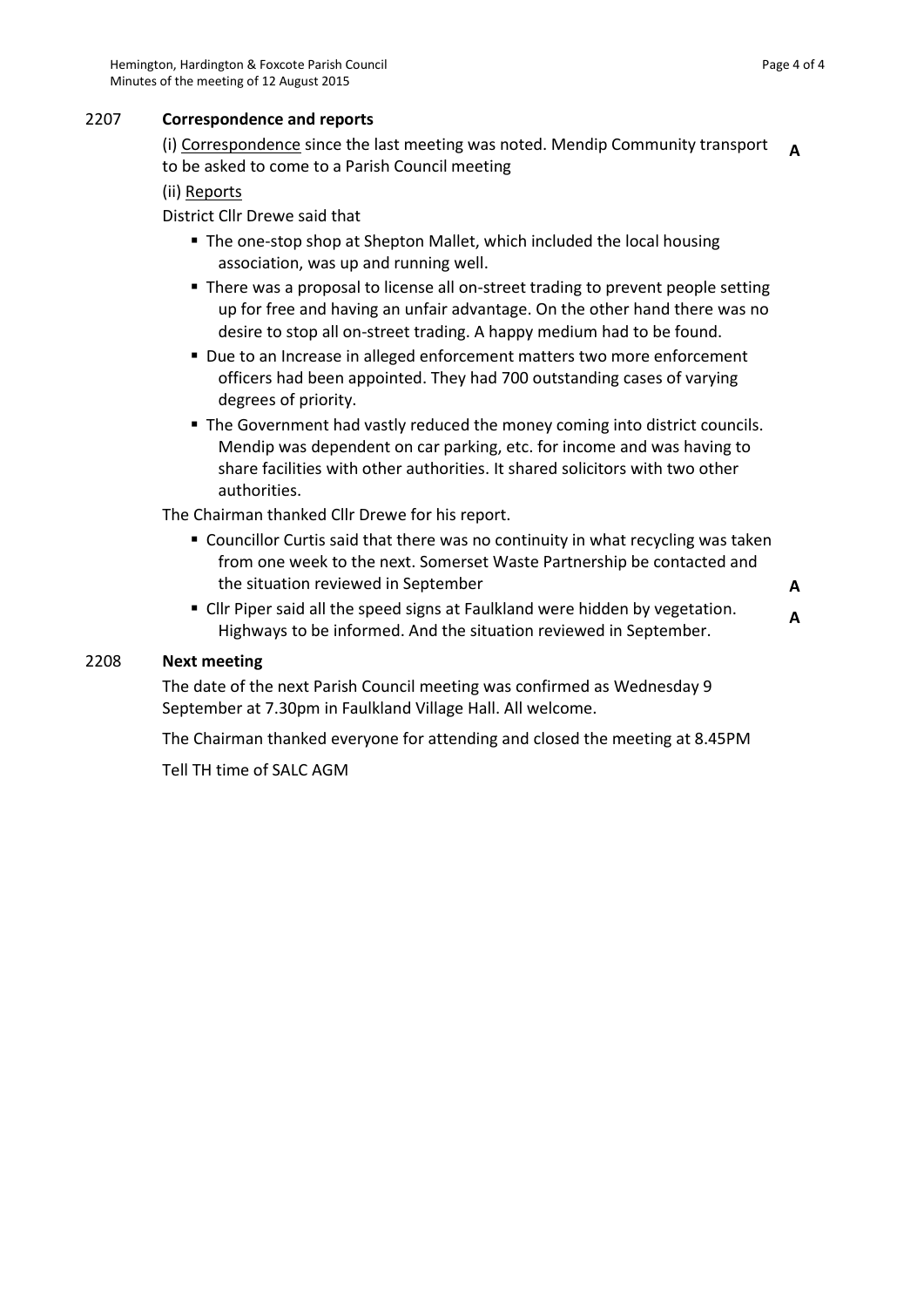## 2207 Correspondence and reports

(i) Correspondence since the last meeting was noted. Mendip Community transport to be asked to come to a Parish Council meeting **A**

(ii) Reports

District Cllr Drewe said that

- The one-stop shop at Shepton Mallet, which included the local housing association, was up and running well.
- There was a proposal to license all on-street trading to prevent people setting up for free and having an unfair advantage. On the other hand there was no desire to stop all on-street trading. A happy medium had to be found.
- Due to an Increase in alleged enforcement matters two more enforcement officers had been appointed. They had 700 outstanding cases of varying degrees of priority.
- The Government had vastly reduced the money coming into district councils. Mendip was dependent on car parking, etc. for income and was having to share facilities with other authorities. It shared solicitors with two other authorities.

The Chairman thanked Cllr Drewe for his report.

- Councillor Curtis said that there was no continuity in what recycling was taken from one week to the next. Somerset Waste Partnership be contacted and the situation reviewed in September **A**
- Cllr Piper said all the speed signs at Faulkland were hidden by vegetation. Highways to be informed. And the situation reviewed in September. **A**

## 2208 Next meeting

The date of the next Parish Council meeting was confirmed as Wednesday 9 September at 7.30pm in Faulkland Village Hall. All welcome.

The Chairman thanked everyone for attending and closed the meeting at 8.45PM

Tell TH time of SALC AGM